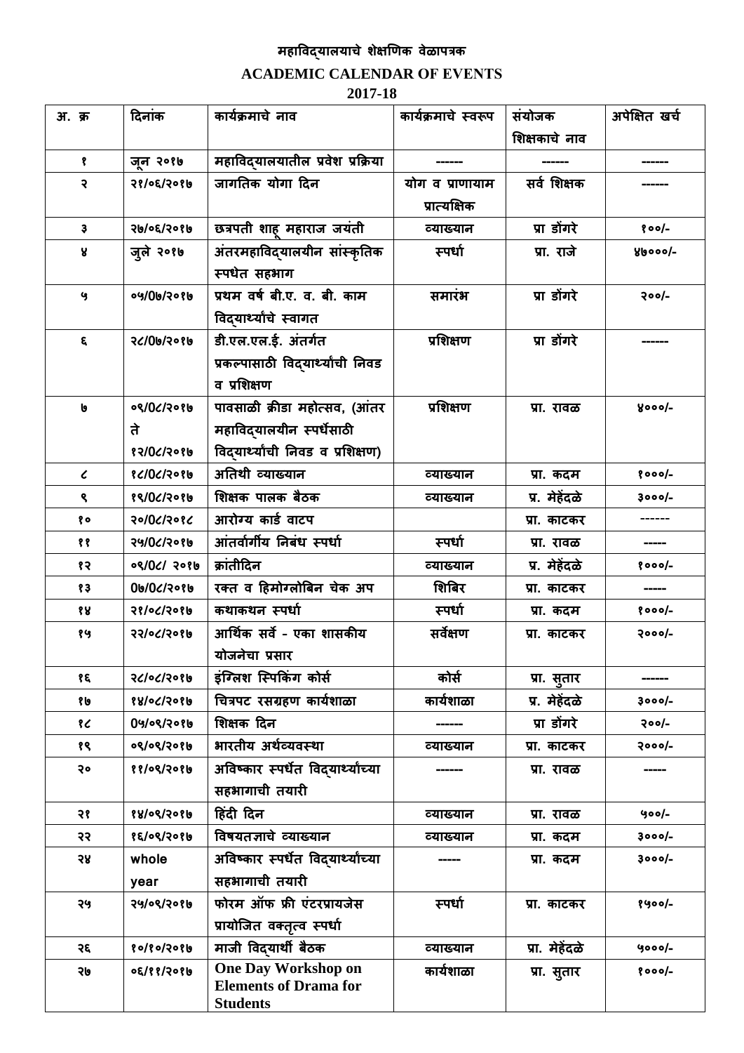# महाविद्यालयाचे शेक्षणिक वेळापत्रक

## ACADEMIC CALENDAR OF EVENTS

## 2017-18

| अ. क्र | दिनांक | कार्यक्रमाचे नाव | कार्यक्रमाचे स्वरूप | संयोजक शिक्षकाचे नाव | अपेक्षित खर्च |
|---|---|---|---|---|---|
| १ | जून २०१७ | महाविद्यालयातील प्रवेश प्रक्रिया | ------ | ------ | ------ |
| २ | २१/०६/२०१७ | जागतिक योगा दिन | योग व प्राणायाम प्रात्यक्षिक | सर्व शिक्षक | ------ |
| ३ | २७/०६/२०१७ | छत्रपती शाहू महाराज जयंती | व्याख्यान | प्रा डोंगरे | १००/- |
| ४ | जुले २०१७ | अंतरमहाविद्यालयीन सांस्कृतिक स्पधेत सहभाग | स्पर्धा | प्रा. राजे | ४७०००/- |
| ५ | ०५/07/२०१७ | प्रथम वर्ष बी.ए. व. बी. काम विद्यार्थ्यांचे स्वागत | समारंभ | प्रा डोंगरे | २००/- |
| ६ | २८/07/२०१७ | डी.एल.एल.ई. अंतर्गत प्रकल्पासाठी विद्यार्थ्यांची निवड व प्रशिक्षण | प्रशिक्षण | प्रा डोंगरे | ------ |
| ७ | ०९/0८/२०१७ ते १२/0८/२०१७ | पावसाळी क्रीडा महोत्सव, (आंतर महाविद्यालयीन स्पर्धेसाठी विद्यार्थ्यांची निवड व प्रशिक्षण) | प्रशिक्षण | प्रा. रावळ | ४०००/- |
| ८ | १८/0८/२०१७ | अतिथी व्याख्यान | व्याख्यान | प्रा. कदम | १०००/- |
| ९ | १९/0८/२०१७ | शिक्षक पालक बैठक | व्याख्यान | प्र. मेहेंदळे | ३०००/- |
| १० | २०/0८/२०१८ | आरोग्य कार्ड वाटप | | प्रा. काटकर | ------ |
| ११ | २५/0८/२०१७ | आंतर्वार्गीय निबंध स्पर्धा | स्पर्धा | प्रा. रावळ | ----- |
| १२ | ०९/0८/ २०१७ | क्रांतीदिन | व्याख्यान | प्र. मेहेंदळे | १०००/- |
| १३ | 0७/0८/२०१७ | रक्त व हिमोग्लोबिन चेक अप | शिबिर | प्रा. काटकर | ----- |
| १४ | २१/०८/२०१७ | कथाकथन स्पर्धा | स्पर्धा | प्रा. कदम | १०००/- |
| १५ | २२/०८/२०१७ | आर्थिक सर्वे - एका शासकीय योजनेचा प्रसार | सर्वेक्षण | प्रा. काटकर | २०००/- |
| १६ | २८/०८/२०१७ | इंग्लिश स्पिकिंग कोर्स | कोर्स | प्रा. सुतार | ------ |
| १७ | १४/०८/२०१७ | चित्रपट रसग्रहण कार्यशाळा | कार्यशाळा | प्र. मेहेंदळे | ३०००/- |
| १८ | 0५/०९/२०१७ | शिक्षक दिन | ------ | प्रा डोंगरे | २००/- |
| १९ | ०९/०९/२०१७ | भारतीय अर्थव्यवस्था | व्याख्यान | प्रा. काटकर | २०००/- |
| २० | ११/०९/२०१७ | अविष्कार स्पर्धेत विद्यार्थ्यांच्या सहभागाची तयारी | ------ | प्रा. रावळ | ----- |
| २१ | १४/०९/२०१७ | हिंदी दिन | व्याख्यान | प्रा. रावळ | ५००/- |
| २२ | १६/०९/२०१७ | विषयतज्ञाचे व्याख्यान | व्याख्यान | प्रा. कदम | ३०००/- |
| २४ | whole year | अविष्कार स्पर्धेत विद्यार्थ्यांच्या सहभागाची तयारी | ----- | प्रा. कदम | ३०००/- |
| २५ | २५/०९/२०१७ | फोरम ऑफ फ्री एंटरप्रायजेस प्रायोजित वक्तृत्व स्पर्धा | स्पर्धा | प्रा. काटकर | १५००/- |
| २६ | १०/१०/२०१७ | माजी विद्यार्थी बैठक | व्याख्यान | प्रा. मेहेंदळे | ५०००/- |
| २७ | ०६/११/२०१७ | One Day Workshop on Elements of Drama for Students | कार्यशाळा | प्रा. सुतार | १०००/- |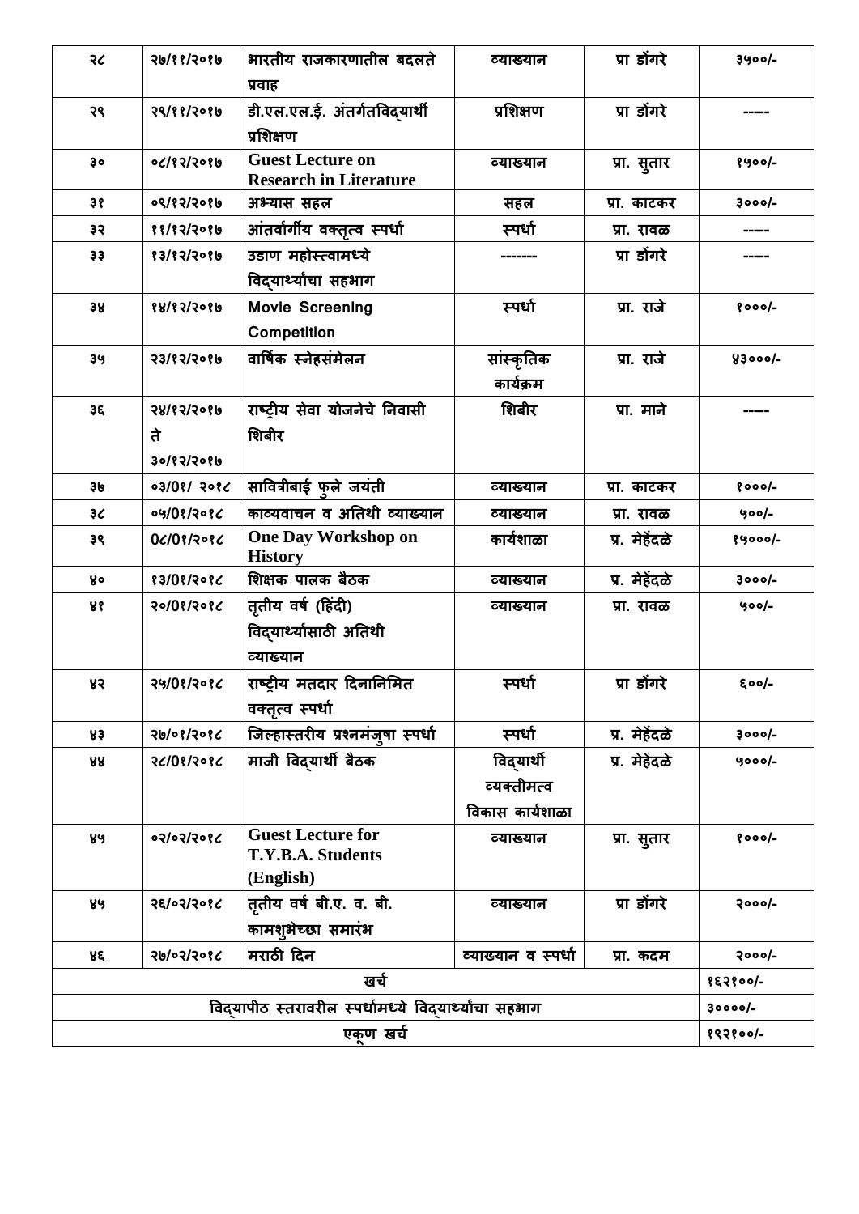| २८ | २७/११/२०१७ | भारतीय राजकारणातील बदलते प्रवाह | व्याख्यान | प्रा डोंगरे | ३५००/- |
|---|---|---|---|---|---|
| २९ | २९/११/२०१७ | डी.एल.एल.ई. अंतर्गतविद्यार्थी प्रशिक्षण | प्रशिक्षण | प्रा डोंगरे | ----- |
| ३० | ०८/१२/२०१७ | Guest Lecture on Research in Literature | व्याख्यान | प्रा. सुतार | १५००/- |
| ३१ | ०९/१२/२०१७ | अभ्यास सहल | सहल | प्रा. काटकर | ३०००/- |
| ३२ | ११/१२/२०१७ | आंतर्वार्गीय वक्तृत्व स्पर्धा | स्पर्धा | प्रा. रावळ | ----- |
| ३३ | १३/१२/२०१७ | उडाण महोस्त्वामध्ये विद्यार्थ्यांचा सहभाग | ------- | प्रा डोंगरे | ----- |
| ३४ | १४/१२/२०१७ | Movie Screening Competition | स्पर्धा | प्रा. राजे | १०००/- |
| ३५ | २३/१२/२०१७ | वार्षिक स्नेहसंमेलन | सांस्कृतिक कार्यक्रम | प्रा. राजे | ४३०००/- |
| ३६ | २४/१२/२०१७ ते ३०/१२/२०१७ | राष्ट्रीय सेवा योजनेचे निवासी शिबीर | शिबीर | प्रा. माने | ----- |
| ३७ | ०३/0१/ २०१८ | सावित्रीबाई फुले जयंती | व्याख्यान | प्रा. काटकर | १०००/- |
| ३८ | ०५/0१/२०१८ | काव्यवाचन व अतिथी व्याख्यान | व्याख्यान | प्रा. रावळ | ५००/- |
| ३९ | 0८/0१/२०१८ | One Day Workshop on History | कार्यशाळा | प्र. मेहेंदळे | १५०००/- |
| ४० | १३/0१/२०१८ | शिक्षक पालक बैठक | व्याख्यान | प्र. मेहेंदळे | ३०००/- |
| ४१ | २०/0१/२०१८ | तृतीय वर्ष (हिंदी) विद्यार्थ्यांसाठी अतिथी व्याख्यान | व्याख्यान | प्रा. रावळ | ५००/- |
| ४२ | २५/0१/२०१८ | राष्ट्रीय मतदार दिनानिमित वक्तृत्व स्पर्धा | स्पर्धा | प्रा डोंगरे | ६००/- |
| ४३ | २७/०१/२०१८ | जिल्हास्तरीय प्रश्नमंजुषा स्पर्धा | स्पर्धा | प्र. मेहेंदळे | ३०००/- |
| ४४ | २८/0१/२०१८ | माजी विद्यार्थी बैठक | विद्यार्थी व्यक्तीमत्व विकास कार्यशाळा | प्र. मेहेंदळे | ५०००/- |
| ४५ | ०२/०२/२०१८ | Guest Lecture for T.Y.B.A. Students (English) | व्याख्यान | प्रा. सुतार | १०००/- |
| ४५ | २६/०२/२०१८ | तृतीय वर्ष बी.ए. व. बी. कामशुभेच्छा समारंभ | व्याख्यान | प्रा डोंगरे | २०००/- |
| ४६ | २७/०२/२०१८ | मराठी दिन | व्याख्यान व स्पर्धा | प्रा. कदम | २०००/- |
| खर्च | | | | | १६२१००/- |
| विद्यापीठ स्तरावरील स्पर्धामध्ये विद्यार्थ्यांचा सहभाग | | | | | ३००००/- |
| एकूण खर्च | | | | | १९२१००/- |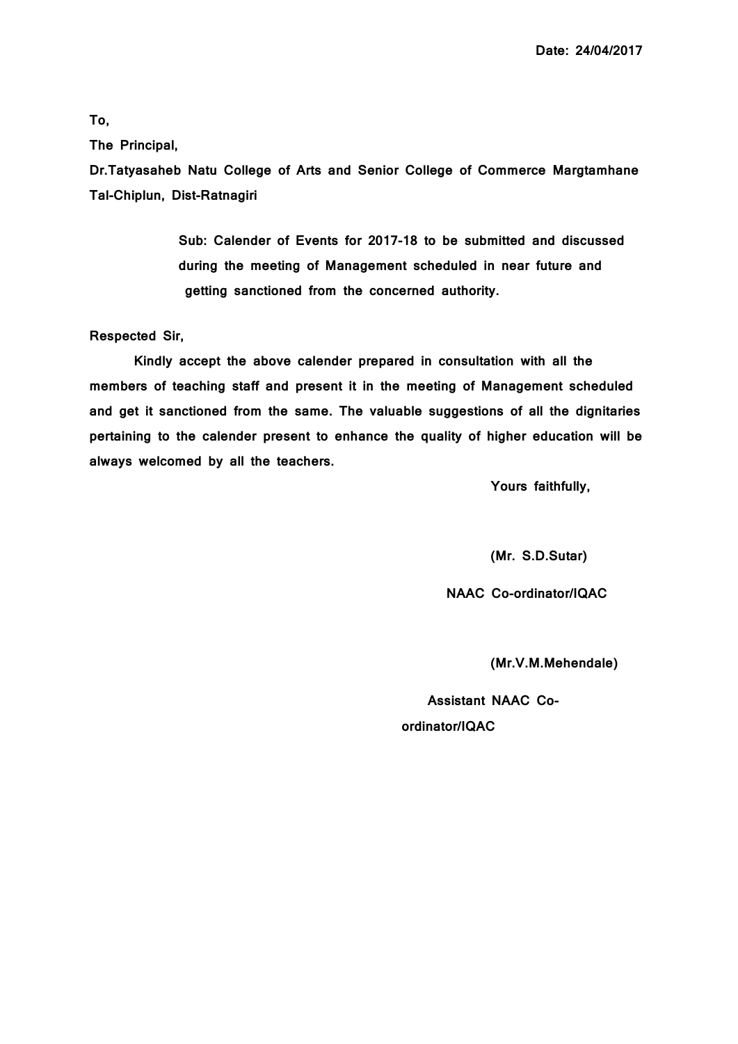**Date: 24/04/2017**

**To,**

**The Principal,**

**Dr.Tatyasaheb Natu College of Arts and Senior College of Commerce Margtamhane Tal-Chiplun, Dist-Ratnagiri**

**Sub: Calender of Events for 2017-18 to be submitted and discussed during the meeting of Management scheduled in near future and getting sanctioned from the concerned authority.**

**Respected Sir,**

**Kindly accept the above calender prepared in consultation with all the members of teaching staff and present it in the meeting of Management scheduled and get it sanctioned from the same. The valuable suggestions of all the dignitaries pertaining to the calender present to enhance the quality of higher education will be always welcomed by all the teachers.**

**Yours faithfully,**

**(Mr. S.D.Sutar)**

**NAAC Co-ordinator/IQAC**

**(Mr.V.M.Mehendale)**

**Assistant NAAC Co-ordinator/IQAC**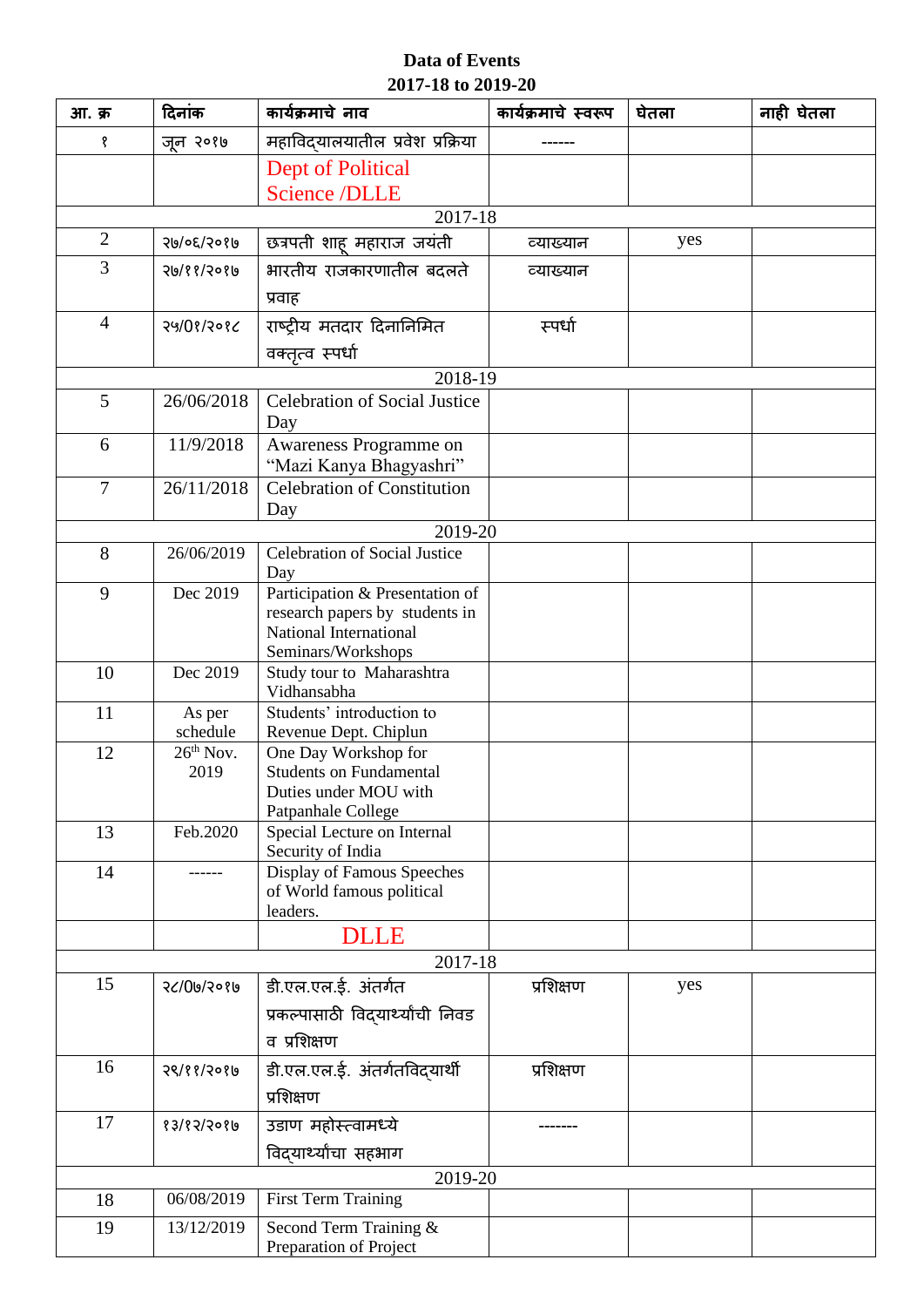**Data of Events**

**2017-18 to 2019-20**

| आ. क्र | दिनांक | कार्यक्रमाचे नाव | कार्यक्रमाचे स्वरूप | घेतला | नाही घेतला |
|---|---|---|---|---|---|
| १ | जून २०१७ | महाविद्यालयातील प्रवेश प्रक्रिया | ------ | | |
| | | Dept of Political Science /DLLE | | | |
| | | 2017-18 | | | |
| 2 | २७/०६/२०१७ | छत्रपती शाहू महाराज जयंती | व्याख्यान | yes | |
| 3 | २७/११/२०१७ | भारतीय राजकारणातील बदलते प्रवाह | व्याख्यान | | |
| 4 | २५/0१/२०१८ | राष्ट्रीय मतदार दिनानिमित वक्तृत्व स्पर्धा | स्पर्धा | | |
| | | 2018-19 | | | |
| 5 | 26/06/2018 | Celebration of Social Justice Day | | | |
| 6 | 11/9/2018 | Awareness Programme on "Mazi Kanya Bhagyashri" | | | |
| 7 | 26/11/2018 | Celebration of Constitution Day | | | |
| | | 2019-20 | | | |
| 8 | 26/06/2019 | Celebration of Social Justice Day | | | |
| 9 | Dec 2019 | Participation & Presentation of research papers by students in National International Seminars/Workshops | | | |
| 10 | Dec 2019 | Study tour to Maharashtra Vidhansabha | | | |
| 11 | As per schedule | Students' introduction to Revenue Dept. Chiplun | | | |
| 12 | 26th Nov. 2019 | One Day Workshop for Students on Fundamental Duties under MOU with Patpanhale College | | | |
| 13 | Feb.2020 | Special Lecture on Internal Security of India | | | |
| 14 | ------ | Display of Famous Speeches of World famous political leaders. | | | |
| | | DLLE | | | |
| | | 2017-18 | | | |
| 15 | २८/0७/२०१७ | डी.एल.एल.ई. अंतर्गत प्रकल्पासाठी विद्यार्थ्यांची निवड व प्रशिक्षण | प्रशिक्षण | yes | |
| 16 | २९/११/२०१७ | डी.एल.एल.ई. अंतर्गतविद्यार्थी प्रशिक्षण | प्रशिक्षण | | |
| 17 | १३/१२/२०१७ | उडाण महोस्त्वामध्ये विद्यार्थ्यांचा सहभाग | ------- | | |
| | | 2019-20 | | | |
| 18 | 06/08/2019 | First Term Training | | | |
| 19 | 13/12/2019 | Second Term Training & Preparation of Project | | | |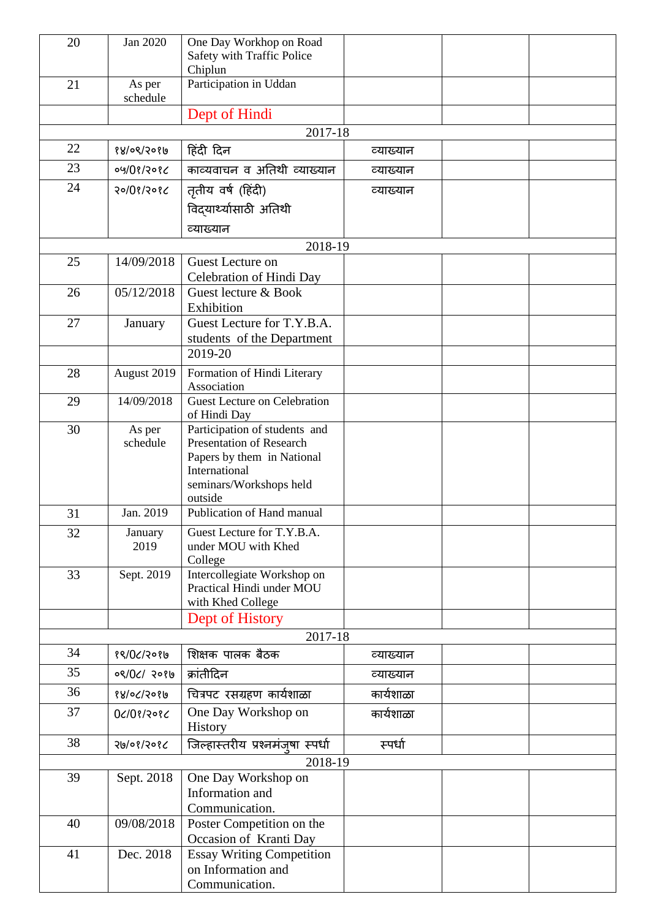| | | | | | |
|---|---|---|---|---|---|
| 20 | Jan 2020 | One Day Workhop on Road Safety with Traffic Police Chiplun | | | |
| 21 | As per schedule | Participation in Uddan | | | |
| | | Dept of Hindi | | | |
| 2017-18 | | | | | |
| 22 | १४/०९/२०१७ | हिंदी दिन | व्याख्यान | | |
| 23 | ०५/0१/२०१८ | काव्यवाचन व अतिथी व्याख्यान | व्याख्यान | | |
| 24 | २०/0१/२०१८ | तृतीय वर्ष (हिंदी) विद्यार्थ्यासाठी अतिथी व्याख्यान | व्याख्यान | | |
| 2018-19 | | | | | |
| 25 | 14/09/2018 | Guest Lecture on Celebration of Hindi Day | | | |
| 26 | 05/12/2018 | Guest lecture & Book Exhibition | | | |
| 27 | January | Guest Lecture for T.Y.B.A. students of the Department | | | |
| | | 2019-20 | | | |
| 28 | August 2019 | Formation of Hindi Literary Association | | | |
| 29 | 14/09/2018 | Guest Lecture on Celebration of Hindi Day | | | |
| 30 | As per schedule | Participation of students and Presentation of Research Papers by them in National International seminars/Workshops held outside | | | |
| 31 | Jan. 2019 | Publication of Hand manual | | | |
| 32 | January 2019 | Guest Lecture for T.Y.B.A. under MOU with Khed College | | | |
| 33 | Sept. 2019 | Intercollegiate Workshop on Practical Hindi under MOU with Khed College | | | |
| | | Dept of History | | | |
| 2017-18 | | | | | |
| 34 | १९/0८/२०१७ | शिक्षक पालक बैठक | व्याख्यान | | |
| 35 | ०९/0८/ २०१७ | क्रांतीदिन | व्याख्यान | | |
| 36 | १४/०८/२०१७ | चित्रपट रसग्रहण कार्यशाळा | कार्यशाळा | | |
| 37 | 0८/0१/२०१८ | One Day Workshop on History | कार्यशाळा | | |
| 38 | २७/०१/२०१८ | जिल्हास्तरीय प्रश्नमंजुषा स्पर्धा | स्पर्धा | | |
| 2018-19 | | | | | |
| 39 | Sept. 2018 | One Day Workshop on Information and Communication. | | | |
| 40 | 09/08/2018 | Poster Competition on the Occasion of Kranti Day | | | |
| 41 | Dec. 2018 | Essay Writing Competition on Information and Communication. | | | |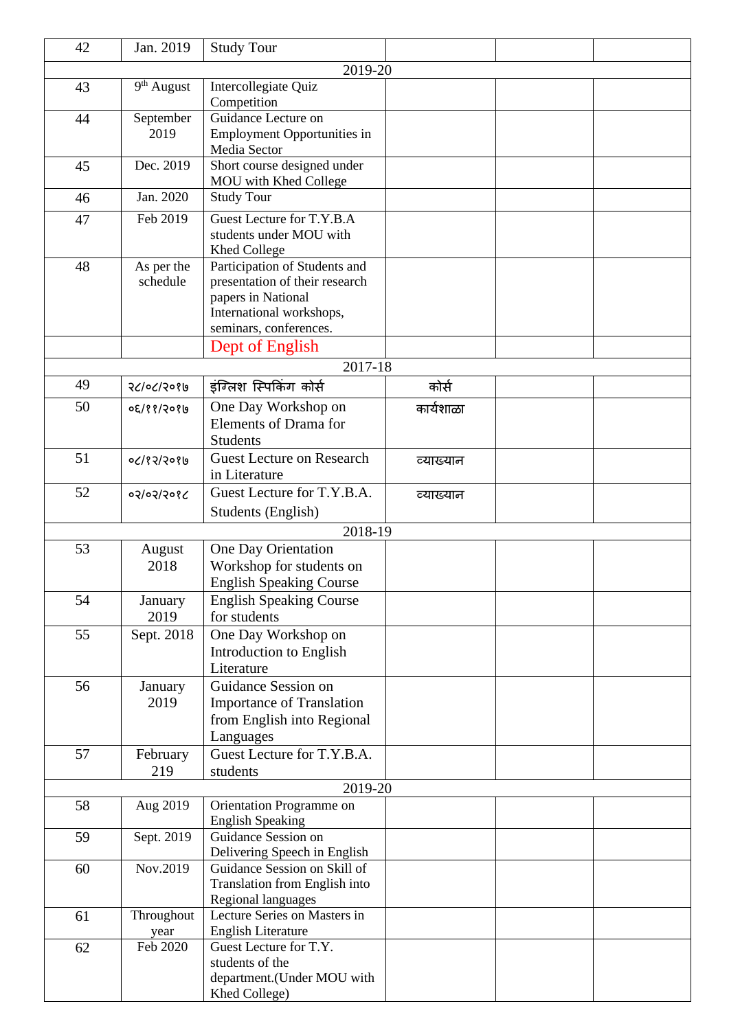| 42 | Jan. 2019 | Study Tour | | | |
|---|---|---|---|---|---|
| 2019-20 | | | | | |
| 43 | 9th August | Intercollegiate Quiz Competition | | | |
| 44 | September 2019 | Guidance Lecture on Employment Opportunities in Media Sector | | | |
| 45 | Dec. 2019 | Short course designed under MOU with Khed College | | | |
| 46 | Jan. 2020 | Study Tour | | | |
| 47 | Feb 2019 | Guest Lecture for T.Y.B.A students under MOU with Khed College | | | |
| 48 | As per the schedule | Participation of Students and presentation of their research papers in National International workshops, seminars, conferences. | | | |
| | | Dept of English | | | |
| 2017-18 | | | | | |
| 49 | २८/०८/२०१७ | इंग्लिश स्पिकिंग कोर्स | कोर्स | | |
| 50 | ०६/११/२०१७ | One Day Workshop on Elements of Drama for Students | कार्यशाळा | | |
| 51 | ०८/१२/२०१७ | Guest Lecture on Research in Literature | व्याख्यान | | |
| 52 | ०२/०२/२०१८ | Guest Lecture for T.Y.B.A. Students (English) | व्याख्यान | | |
| 2018-19 | | | | | |
| 53 | August 2018 | One Day Orientation Workshop for students on English Speaking Course | | | |
| 54 | January 2019 | English Speaking Course for students | | | |
| 55 | Sept. 2018 | One Day Workshop on Introduction to English Literature | | | |
| 56 | January 2019 | Guidance Session on Importance of Translation from English into Regional Languages | | | |
| 57 | February 219 | Guest Lecture for T.Y.B.A. students | | | |
| 2019-20 | | | | | |
| 58 | Aug 2019 | Orientation Programme on English Speaking | | | |
| 59 | Sept. 2019 | Guidance Session on Delivering Speech in English | | | |
| 60 | Nov.2019 | Guidance Session on Skill of Translation from English into Regional languages | | | |
| 61 | Throughout year | Lecture Series on Masters in English Literature | | | |
| 62 | Feb 2020 | Guest Lecture for T.Y. students of the department.(Under MOU with Khed College) | | | |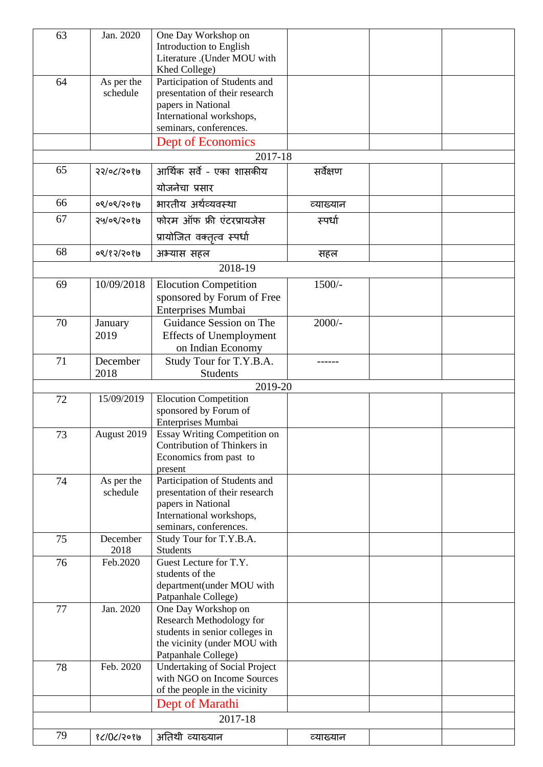| | | | | | |
|---|---|---|---|---|---|
| 63 | Jan. 2020 | One Day Workshop on Introduction to English Literature .(Under MOU with Khed College) | | | |
| 64 | As per the schedule | Participation of Students and presentation of their research papers in National International workshops, seminars, conferences. | | | |
| | | Dept of Economics | | | |
| 2017-18 | | | | | |
| 65 | २२/०८/२०१७ | आर्थिक सर्वे - एका शासकीय योजनेचा प्रसार | सर्वेक्षण | | |
| 66 | ०९/०९/२०१७ | भारतीय अर्थव्यवस्था | व्याख्यान | | |
| 67 | २५/०९/२०१७ | फोरम ऑफ फ्री एंटरप्रायजेस प्रायोजित वक्तृत्व स्पर्धा | स्पर्धा | | |
| 68 | ०९/१२/२०१७ | अभ्यास सहल | सहल | | |
| 2018-19 | | | | | |
| 69 | 10/09/2018 | Elocution Competition sponsored by Forum of Free Enterprises Mumbai | 1500/- | | |
| 70 | January 2019 | Guidance Session on The Effects of Unemployment on Indian Economy | 2000/- | | |
| 71 | December 2018 | Study Tour for T.Y.B.A. Students | ------ | | |
| 2019-20 | | | | | |
| 72 | 15/09/2019 | Elocution Competition sponsored by Forum of Enterprises Mumbai | | | |
| 73 | August 2019 | Essay Writing Competition on Contribution of Thinkers in Economics from past to present | | | |
| 74 | As per the schedule | Participation of Students and presentation of their research papers in National International workshops, seminars, conferences. | | | |
| 75 | December 2018 | Study Tour for T.Y.B.A. Students | | | |
| 76 | Feb.2020 | Guest Lecture for T.Y. students of the department(under MOU with Patpanhale College) | | | |
| 77 | Jan. 2020 | One Day Workshop on Research Methodology for students in senior colleges in the vicinity (under MOU with Patpanhale College) | | | |
| 78 | Feb. 2020 | Undertaking of Social Project with NGO on Income Sources of the people in the vicinity | | | |
| | | Dept of Marathi | | | |
| 2017-18 | | | | | |
| 79 | १८/08/२०१७ | अतिथी व्याख्यान | व्याख्यान | | |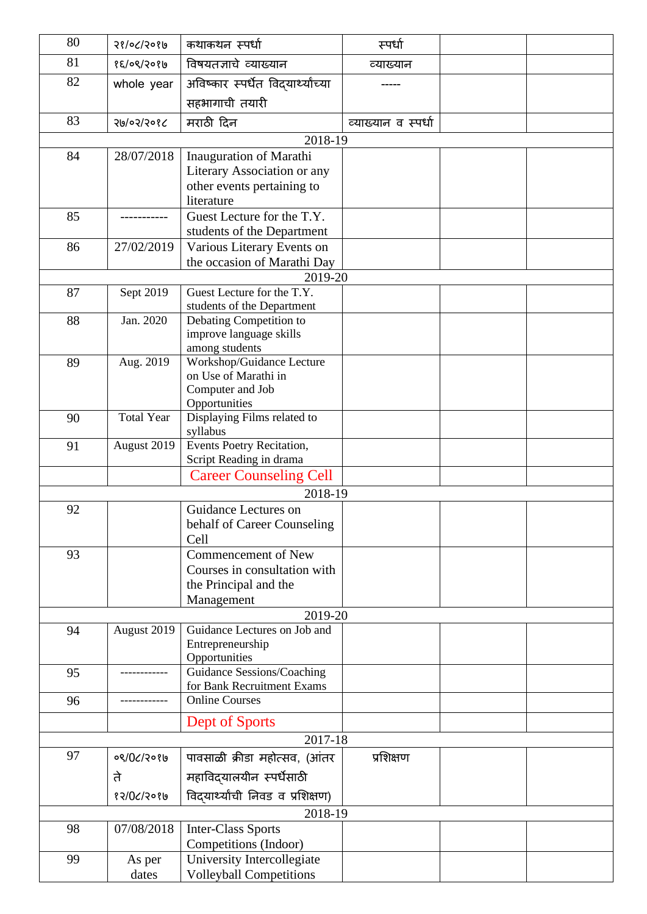| 80 | २१/०८/२०१७ | कथाकथन स्पर्धा | स्पर्धा | | |
|---|---|---|---|---|---|
| 81 | १६/०९/२०१७ | विषयतज्ञाचे व्याख्यान | व्याख्यान | | |
| 82 | whole year | अविष्कार स्पर्धेत विद्यार्थ्यांच्या सहभागाची तयारी | ----- | | |
| 83 | २७/०२/२०१८ | मराठी दिन | व्याख्यान व स्पर्धा | | |
| 2018-19 | | | | | |
| 84 | 28/07/2018 | Inauguration of Marathi Literary Association or any other events pertaining to literature | | | |
| 85 | ----------- | Guest Lecture for the T.Y. students of the Department | | | |
| 86 | 27/02/2019 | Various Literary Events on the occasion of Marathi Day | | | |
| 2019-20 | | | | | |
| 87 | Sept 2019 | Guest Lecture for the T.Y. students of the Department | | | |
| 88 | Jan. 2020 | Debating Competition to improve language skills among students | | | |
| 89 | Aug. 2019 | Workshop/Guidance Lecture on Use of Marathi in Computer and Job Opportunities | | | |
| 90 | Total Year | Displaying Films related to syllabus | | | |
| 91 | August 2019 | Events Poetry Recitation, Script Reading in drama | | | |
| | | Career Counseling Cell | | | |
| 2018-19 | | | | | |
| 92 | | Guidance Lectures on behalf of Career Counseling Cell | | | |
| 93 | | Commencement of New Courses in consultation with the Principal and the Management | | | |
| 2019-20 | | | | | |
| 94 | August 2019 | Guidance Lectures on Job and Entrepreneurship Opportunities | | | |
| 95 | ------------ | Guidance Sessions/Coaching for Bank Recruitment Exams | | | |
| 96 | ------------ | Online Courses | | | |
| | | Dept of Sports | | | |
| 2017-18 | | | | | |
| 97 | ०९/0८/२०१७ ते १२/0८/२०१७ | पावसाळी क्रीडा महोत्सव, (आंतर महाविद्यालयीन स्पर्धेसाठी विद्यार्थ्यांची निवड व प्रशिक्षण) | प्रशिक्षण | | |
| 2018-19 | | | | | |
| 98 | 07/08/2018 | Inter-Class Sports Competitions (Indoor) | | | |
| 99 | As per dates | University Intercollegiate Volleyball Competitions | | | |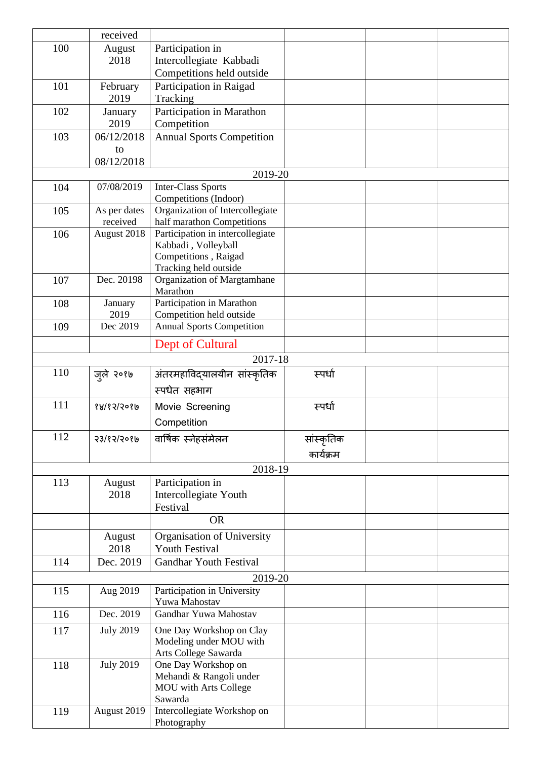| | | | | | |
|---|---|---|---|---|---|
| | received | | | | |
| 100 | August 2018 | Participation in Intercollegiate Kabbadi Competitions held outside | | | |
| 101 | February 2019 | Participation in Raigad Tracking | | | |
| 102 | January 2019 | Participation in Marathon Competition | | | |
| 103 | 06/12/2018 to 08/12/2018 | Annual Sports Competition | | | |
| | | 2019-20 | | | |
| 104 | 07/08/2019 | Inter-Class Sports Competitions (Indoor) | | | |
| 105 | As per dates received | Organization of Intercollegiate half marathon Competitions | | | |
| 106 | August 2018 | Participation in intercollegiate Kabbadi , Volleyball Competitions , Raigad Tracking held outside | | | |
| 107 | Dec. 20198 | Organization of Margtamhane Marathon | | | |
| 108 | January 2019 | Participation in Marathon Competition held outside | | | |
| 109 | Dec 2019 | Annual Sports Competition | | | |
| | | Dept of Cultural | | | |
| | | 2017-18 | | | |
| 110 | जुले २०१७ | अंतरमहाविद्यालयीन सांस्कृतिक स्पधेत सहभाग | स्पर्धा | | |
| 111 | १४/१२/२०१७ | Movie Screening Competition | स्पर्धा | | |
| 112 | २३/१२/२०१७ | वार्षिक स्नेहसंमेलन | सांस्कृतिक कार्यक्रम | | |
| | | 2018-19 | | | |
| 113 | August 2018 | Participation in Intercollegiate Youth Festival | | | |
| | | OR | | | |
| | August 2018 | Organisation of University Youth Festival | | | |
| 114 | Dec. 2019 | Gandhar Youth Festival | | | |
| | | 2019-20 | | | |
| 115 | Aug 2019 | Participation in University Yuwa Mahostav | | | |
| 116 | Dec. 2019 | Gandhar Yuwa Mahostav | | | |
| 117 | July 2019 | One Day Workshop on Clay Modeling under MOU with Arts College Sawarda | | | |
| 118 | July 2019 | One Day Workshop on Mehandi & Rangoli under MOU with Arts College Sawarda | | | |
| 119 | August 2019 | Intercollegiate Workshop on Photography | | | |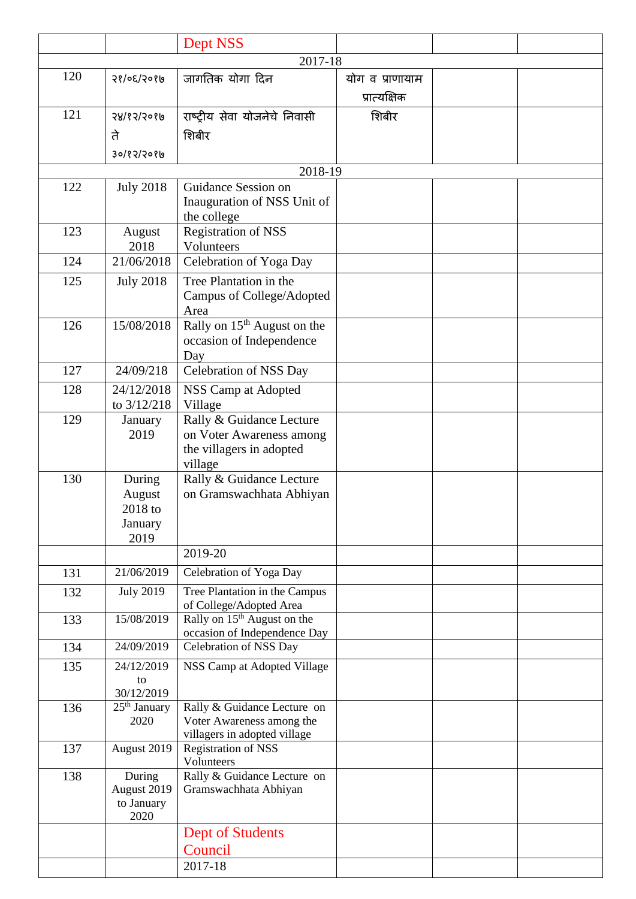|  |  | Dept NSS |  |  |  |
|---|---|---|---|---|---|
| 2017-18 | | | | | |
| 120 | २१/०६/२०१७ | जागतिक योगा दिन | योग व प्राणायाम प्रात्यक्षिक |  |  |
| 121 | २४/१२/२०१७ ते ३०/१२/२०१७ | राष्ट्रीय सेवा योजनेचे निवासी शिबीर | शिबीर |  |  |
| 2018-19 | | | | | |
| 122 | July 2018 | Guidance Session on Inauguration of NSS Unit of the college |  |  |  |
| 123 | August 2018 | Registration of NSS Volunteers |  |  |  |
| 124 | 21/06/2018 | Celebration of Yoga Day |  |  |  |
| 125 | July 2018 | Tree Plantation in the Campus of College/Adopted Area |  |  |  |
| 126 | 15/08/2018 | Rally on 15th August on the occasion of Independence Day |  |  |  |
| 127 | 24/09/218 | Celebration of NSS Day |  |  |  |
| 128 | 24/12/2018 to 3/12/218 | NSS Camp at Adopted Village |  |  |  |
| 129 | January 2019 | Rally & Guidance Lecture on Voter Awareness among the villagers in adopted village |  |  |  |
| 130 | During August 2018 to January 2019 | Rally & Guidance Lecture on Gramswachhata Abhiyan |  |  |  |
|  |  | 2019-20 |  |  |  |
| 131 | 21/06/2019 | Celebration of Yoga Day |  |  |  |
| 132 | July 2019 | Tree Plantation in the Campus of College/Adopted Area |  |  |  |
| 133 | 15/08/2019 | Rally on 15th August on the occasion of Independence Day |  |  |  |
| 134 | 24/09/2019 | Celebration of NSS Day |  |  |  |
| 135 | 24/12/2019 to 30/12/2019 | NSS Camp at Adopted Village |  |  |  |
| 136 | 25th January 2020 | Rally & Guidance Lecture on Voter Awareness among the villagers in adopted village |  |  |  |
| 137 | August 2019 | Registration of NSS Volunteers |  |  |  |
| 138 | During August 2019 to January 2020 | Rally & Guidance Lecture on Gramswachhata Abhiyan |  |  |  |
|  |  | Dept of Students Council |  |  |  |
|  |  | 2017-18 |  |  |  |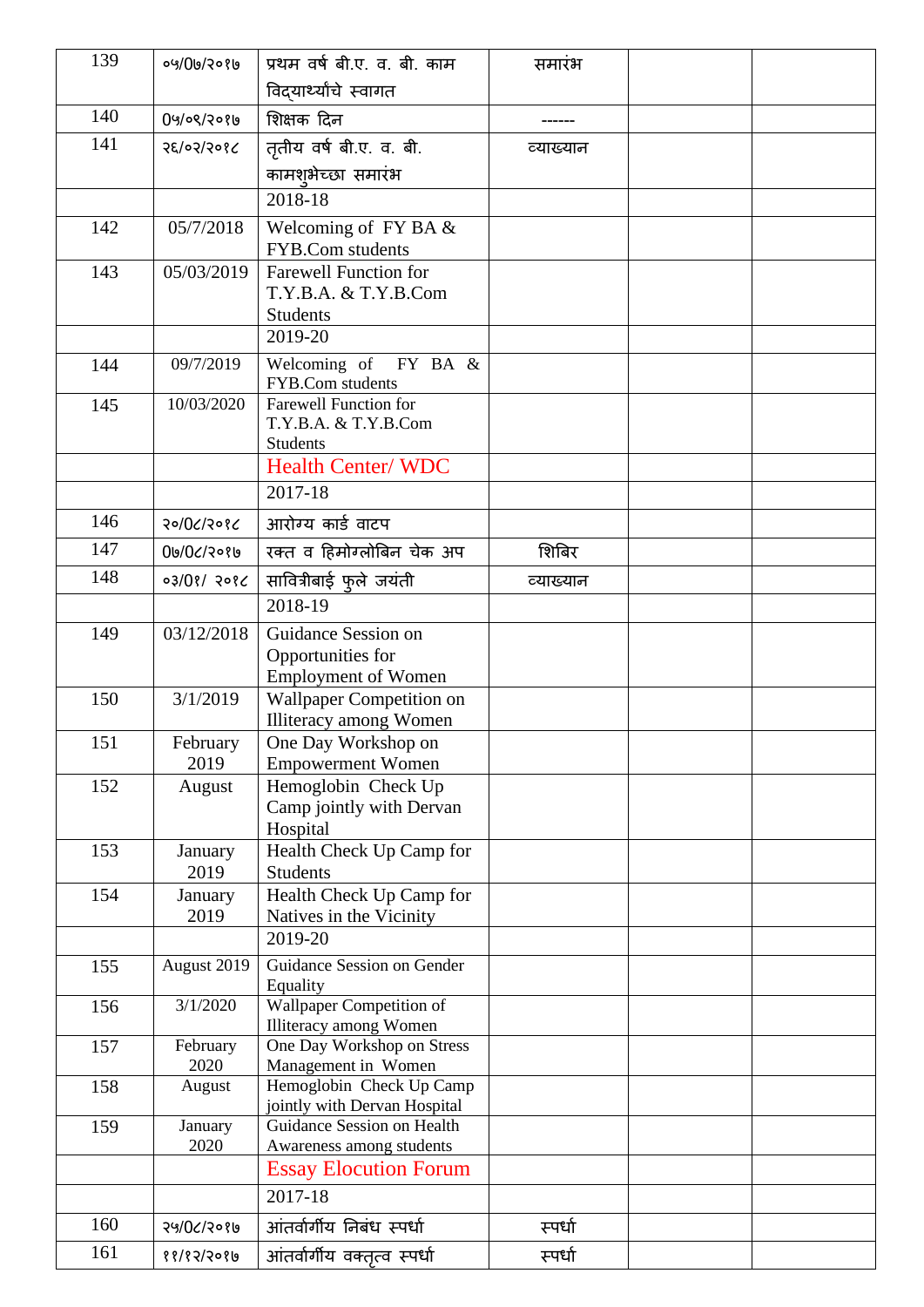| 139 | ०५/0७/२०१७ | प्रथम वर्ष बी.ए. व. बी. काम विद्यार्थ्यांचे स्वागत | समारंभ | | |
|---|---|---|---|---|---|
| 140 | 0५/०९/२०१७ | शिक्षक दिन | ------ | | |
| 141 | २६/०२/२०१८ | तृतीय वर्ष बी.ए. व. बी. कामशुभेच्छा समारंभ | व्याख्यान | | |
| | | 2018-18 | | | |
| 142 | 05/7/2018 | Welcoming of FY BA & FYB.Com students | | | |
| 143 | 05/03/2019 | Farewell Function for T.Y.B.A. & T.Y.B.Com Students | | | |
| | | 2019-20 | | | |
| 144 | 09/7/2019 | Welcoming of FY BA & FYB.Com students | | | |
| 145 | 10/03/2020 | Farewell Function for T.Y.B.A. & T.Y.B.Com Students | | | |
| | | Health Center/ WDC | | | |
| | | 2017-18 | | | |
| 146 | २०/0८/२०१८ | आरोग्य कार्ड वाटप | | | |
| 147 | 0७/0८/२०१७ | रक्त व हिमोग्लोबिन चेक अप | शिबिर | | |
| 148 | ०३/0१/ २०१८ | सावित्रीबाई फुले जयंती | व्याख्यान | | |
| | | 2018-19 | | | |
| 149 | 03/12/2018 | Guidance Session on Opportunities for Employment of Women | | | |
| 150 | 3/1/2019 | Wallpaper Competition on Illiteracy among Women | | | |
| 151 | February 2019 | One Day Workshop on Empowerment Women | | | |
| 152 | August | Hemoglobin Check Up Camp jointly with Dervan Hospital | | | |
| 153 | January 2019 | Health Check Up Camp for Students | | | |
| 154 | January 2019 | Health Check Up Camp for Natives in the Vicinity | | | |
| | | 2019-20 | | | |
| 155 | August 2019 | Guidance Session on Gender Equality | | | |
| 156 | 3/1/2020 | Wallpaper Competition of Illiteracy among Women | | | |
| 157 | February 2020 | One Day Workshop on Stress Management in Women | | | |
| 158 | August | Hemoglobin Check Up Camp jointly with Dervan Hospital | | | |
| 159 | January 2020 | Guidance Session on Health Awareness among students | | | |
| | | Essay Elocution Forum | | | |
| | | 2017-18 | | | |
| 160 | २५/0८/२०१७ | आंतर्वार्गीय निबंध स्पर्धा | स्पर्धा | | |
| 161 | ११/१२/२०१७ | आंतर्वार्गीय वक्तृत्व स्पर्धा | स्पर्धा | | |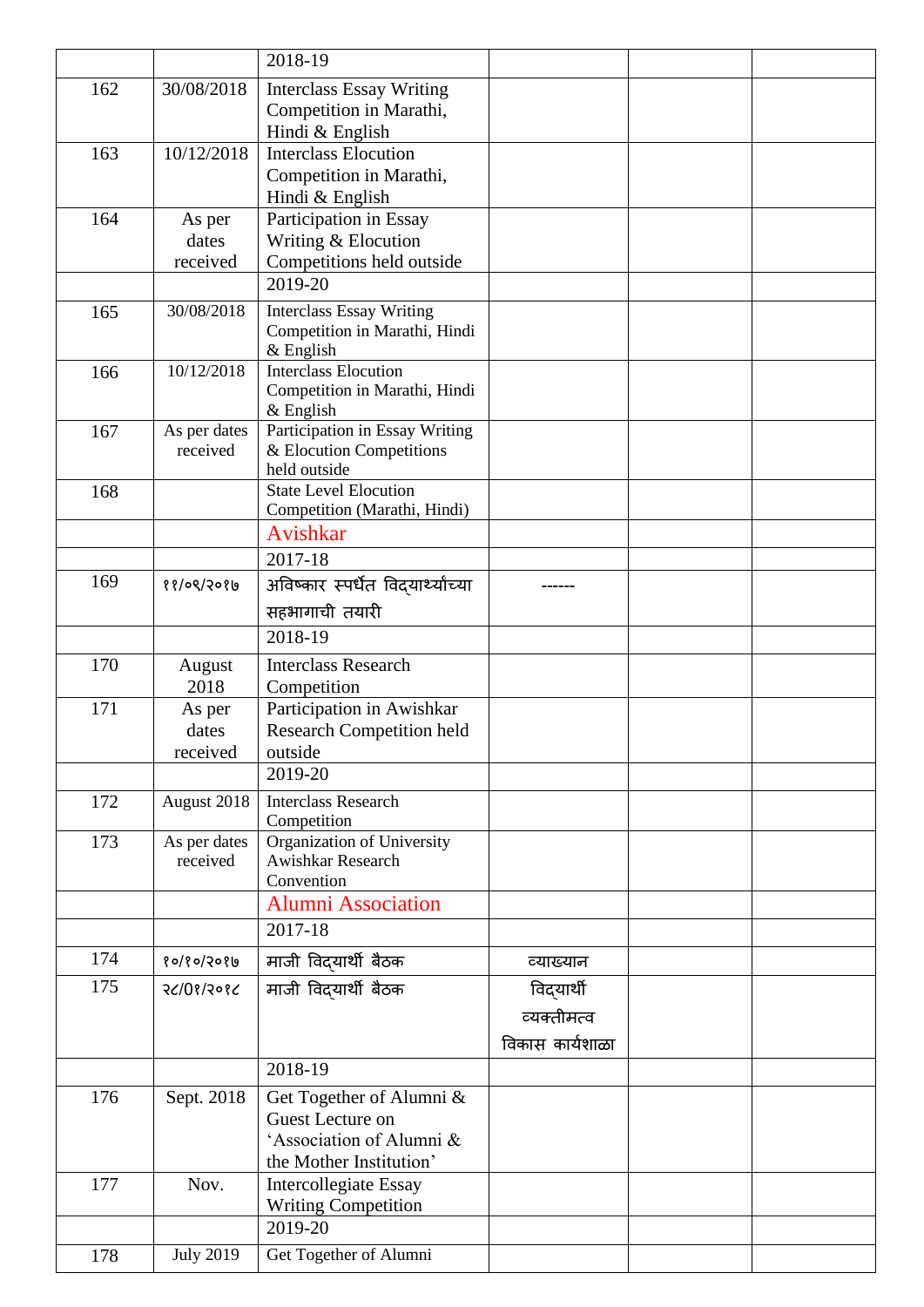| | | | | | |
|---|---|---|---|---|---|
| | | 2018-19 | | | |
| 162 | 30/08/2018 | Interclass Essay Writing Competition in Marathi, Hindi & English | | | |
| 163 | 10/12/2018 | Interclass Elocution Competition in Marathi, Hindi & English | | | |
| 164 | As per dates received | Participation in Essay Writing & Elocution Competitions held outside | | | |
| | | 2019-20 | | | |
| 165 | 30/08/2018 | Interclass Essay Writing Competition in Marathi, Hindi & English | | | |
| 166 | 10/12/2018 | Interclass Elocution Competition in Marathi, Hindi & English | | | |
| 167 | As per dates received | Participation in Essay Writing & Elocution Competitions held outside | | | |
| 168 | | State Level Elocution Competition (Marathi, Hindi) | | | |
| | | Avishkar | | | |
| | | 2017-18 | | | |
| 169 | ११/०९/२०१७ | अविष्कार स्पर्धेत विद्यार्थ्यांच्या सहभागाची तयारी | ------ | | |
| | | 2018-19 | | | |
| 170 | August 2018 | Interclass Research Competition | | | |
| 171 | As per dates received | Participation in Awishkar Research Competition held outside | | | |
| | | 2019-20 | | | |
| 172 | August 2018 | Interclass Research Competition | | | |
| 173 | As per dates received | Organization of University Awishkar Research Convention | | | |
| | | Alumni Association | | | |
| | | 2017-18 | | | |
| 174 | १०/१०/२०१७ | माजी विद्यार्थी बैठक | व्याख्यान | | |
| 175 | २८/0१/२०१८ | माजी विद्यार्थी बैठक | विद्यार्थी व्यक्तीमत्व विकास कार्यशाळा | | |
| | | 2018-19 | | | |
| 176 | Sept. 2018 | Get Together of Alumni & Guest Lecture on 'Association of Alumni & the Mother Institution' | | | |
| 177 | Nov. | Intercollegiate Essay Writing Competition | | | |
| | | 2019-20 | | | |
| 178 | July 2019 | Get Together of Alumni | | | |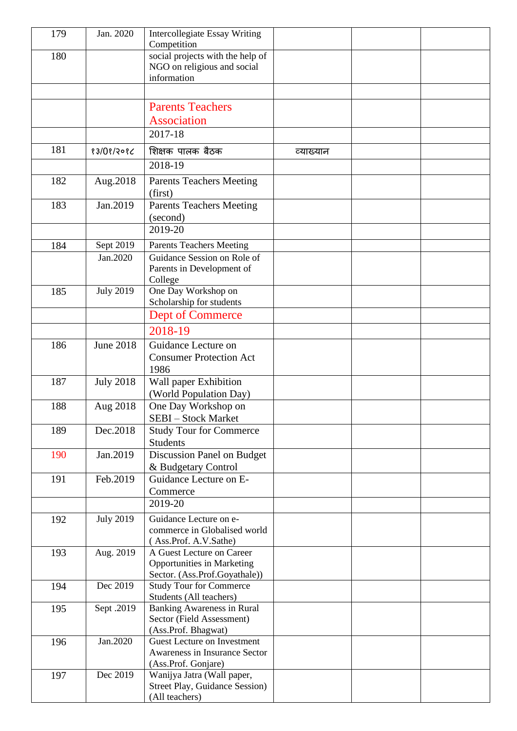| 179 | Jan. 2020 | Intercollegiate Essay Writing Competition | | | |
|---|---|---|---|---|---|
| 180 | | social projects with the help of NGO on religious and social information | | | |
| | | | | | |
| | | Parents Teachers Association | | | |
| | | 2017-18 | | | |
| 181 | १३/0१/२०१८ | शिक्षक पालक बैठक | व्याख्यान | | |
| | | 2018-19 | | | |
| 182 | Aug.2018 | Parents Teachers Meeting (first) | | | |
| 183 | Jan.2019 | Parents Teachers Meeting (second) | | | |
| | | 2019-20 | | | |
| 184 | Sept 2019 | Parents Teachers Meeting | | | |
| | Jan.2020 | Guidance Session on Role of Parents in Development of College | | | |
| 185 | July 2019 | One Day Workshop on Scholarship for students | | | |
| | | Dept of Commerce | | | |
| | | 2018-19 | | | |
| 186 | June 2018 | Guidance Lecture on Consumer Protection Act 1986 | | | |
| 187 | July 2018 | Wall paper Exhibition (World Population Day) | | | |
| 188 | Aug 2018 | One Day Workshop on SEBI – Stock Market | | | |
| 189 | Dec.2018 | Study Tour for Commerce Students | | | |
| 190 | Jan.2019 | Discussion Panel on Budget & Budgetary Control | | | |
| 191 | Feb.2019 | Guidance Lecture on E-Commerce | | | |
| | | 2019-20 | | | |
| 192 | July 2019 | Guidance Lecture on e-commerce in Globalised world ( Ass.Prof. A.V.Sathe) | | | |
| 193 | Aug. 2019 | A Guest Lecture on Career Opportunities in Marketing Sector. (Ass.Prof.Goyathale)) | | | |
| 194 | Dec 2019 | Study Tour for Commerce Students (All teachers) | | | |
| 195 | Sept .2019 | Banking Awareness in Rural Sector (Field Assessment) (Ass.Prof. Bhagwat) | | | |
| 196 | Jan.2020 | Guest Lecture on Investment Awareness in Insurance Sector (Ass.Prof. Gonjare) | | | |
| 197 | Dec 2019 | Wanijya Jatra (Wall paper, Street Play, Guidance Session) (All teachers) | | | |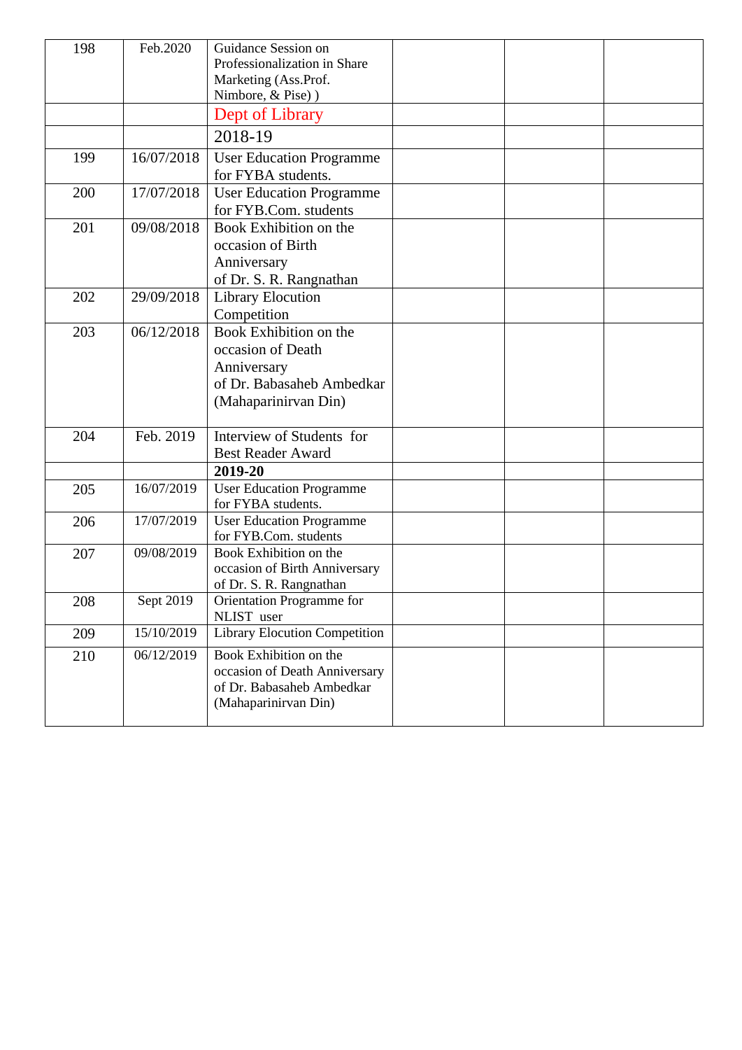| | | | | | |
|---|---|---|---|---|---|
| 198 | Feb.2020 | Guidance Session on Professionalization in Share Marketing (Ass.Prof. Nimbore, & Pise) ) | | | |
| | | Dept of Library | | | |
| | | 2018-19 | | | |
| 199 | 16/07/2018 | User Education Programme for FYBA students. | | | |
| 200 | 17/07/2018 | User Education Programme for FYB.Com. students | | | |
| 201 | 09/08/2018 | Book Exhibition on the occasion of Birth Anniversary of Dr. S. R. Rangnathan | | | |
| 202 | 29/09/2018 | Library Elocution Competition | | | |
| 203 | 06/12/2018 | Book Exhibition on the occasion of Death Anniversary of Dr. Babasaheb Ambedkar (Mahaparinirvan Din) | | | |
| 204 | Feb. 2019 | Interview of Students for Best Reader Award | | | |
| | | **2019-20** | | | |
| 205 | 16/07/2019 | User Education Programme for FYBA students. | | | |
| 206 | 17/07/2019 | User Education Programme for FYB.Com. students | | | |
| 207 | 09/08/2019 | Book Exhibition on the occasion of Birth Anniversary of Dr. S. R. Rangnathan | | | |
| 208 | Sept 2019 | Orientation Programme for NLIST user | | | |
| 209 | 15/10/2019 | Library Elocution Competition | | | |
| 210 | 06/12/2019 | Book Exhibition on the occasion of Death Anniversary of Dr. Babasaheb Ambedkar (Mahaparinirvan Din) | | | |